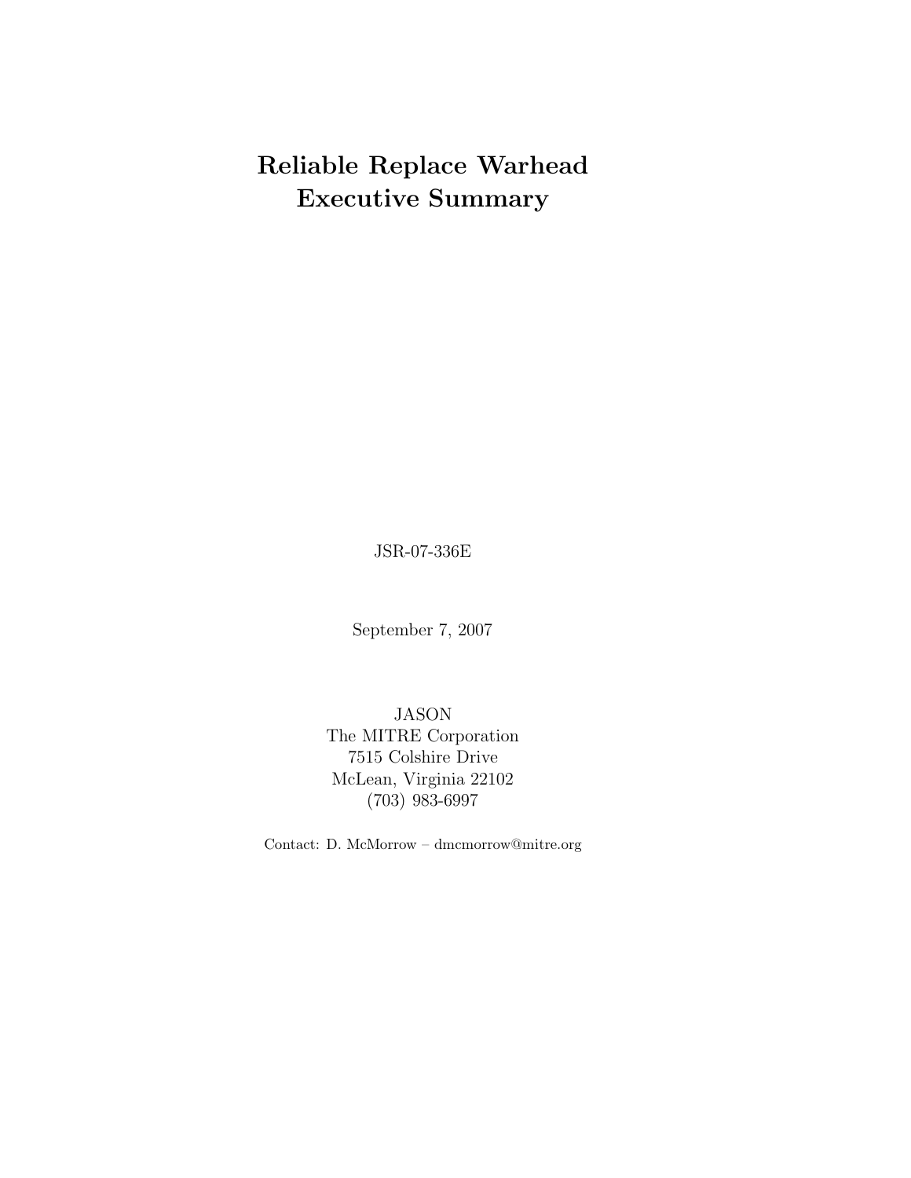# Reliable Replace Warhead Executive Summary

JSR-07-336E

September 7, 2007

JASON
The MITRE Corporation
7515 Colshire Drive
McLean, Virginia 22102
(703) 983-6997

Contact: D. McMorrow – dmcmorrow@mitre.org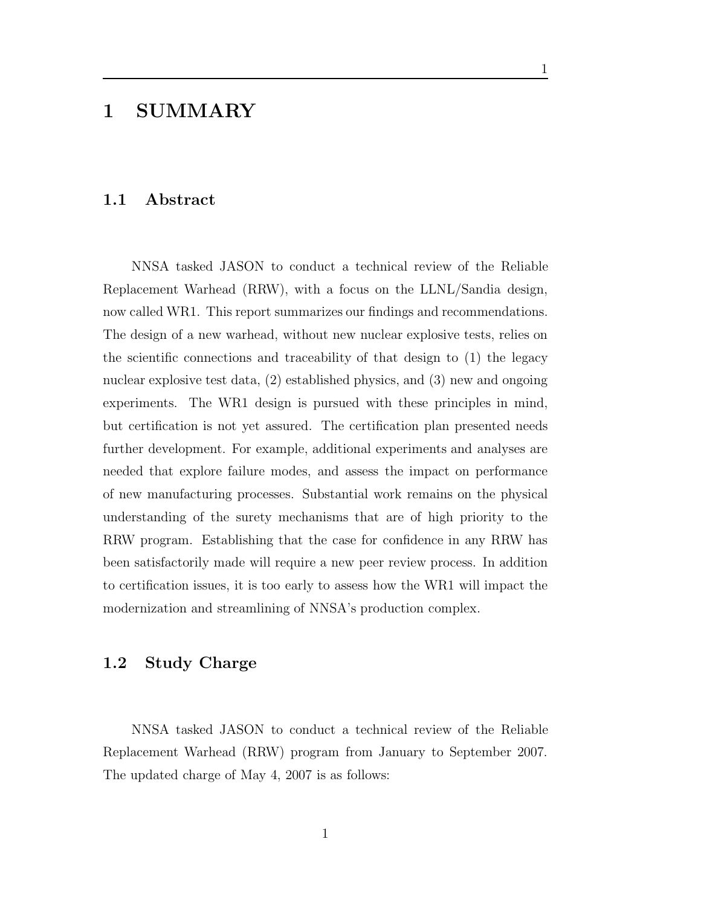# 1 SUMMARY

## 1.1 Abstract

NNSA tasked JASON to conduct a technical review of the Reliable Replacement Warhead (RRW), with a focus on the LLNL/Sandia design, now called WR1. This report summarizes our findings and recommendations. The design of a new warhead, without new nuclear explosive tests, relies on the scientific connections and traceability of that design to (1) the legacy nuclear explosive test data, (2) established physics, and (3) new and ongoing experiments. The WR1 design is pursued with these principles in mind, but certification is not yet assured. The certification plan presented needs further development. For example, additional experiments and analyses are needed that explore failure modes, and assess the impact on performance of new manufacturing processes. Substantial work remains on the physical understanding of the surety mechanisms that are of high priority to the RRW program. Establishing that the case for confidence in any RRW has been satisfactorily made will require a new peer review process. In addition to certification issues, it is too early to assess how the WR1 will impact the modernization and streamlining of NNSA's production complex.

## 1.2 Study Charge

NNSA tasked JASON to conduct a technical review of the Reliable Replacement Warhead (RRW) program from January to September 2007. The updated charge of May 4, 2007 is as follows: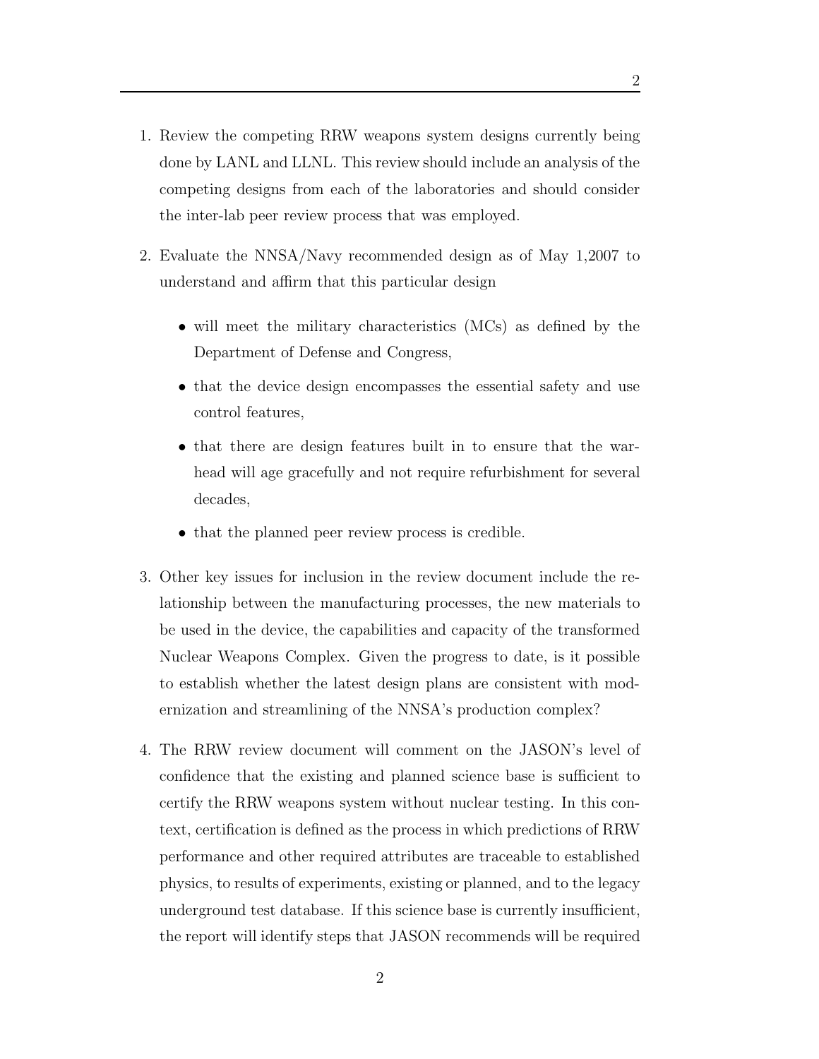1. Review the competing RRW weapons system designs currently being done by LANL and LLNL. This review should include an analysis of the competing designs from each of the laboratories and should consider the inter-lab peer review process that was employed.

2. Evaluate the NNSA/Navy recommended design as of May 1,2007 to understand and affirm that this particular design

   - will meet the military characteristics (MCs) as defined by the Department of Defense and Congress,
   - that the device design encompasses the essential safety and use control features,
   - that there are design features built in to ensure that the warhead will age gracefully and not require refurbishment for several decades,
   - that the planned peer review process is credible.

3. Other key issues for inclusion in the review document include the relationship between the manufacturing processes, the new materials to be used in the device, the capabilities and capacity of the transformed Nuclear Weapons Complex. Given the progress to date, is it possible to establish whether the latest design plans are consistent with modernization and streamlining of the NNSA's production complex?

4. The RRW review document will comment on the JASON's level of confidence that the existing and planned science base is sufficient to certify the RRW weapons system without nuclear testing. In this context, certification is defined as the process in which predictions of RRW performance and other required attributes are traceable to established physics, to results of experiments, existing or planned, and to the legacy underground test database. If this science base is currently insufficient, the report will identify steps that JASON recommends will be required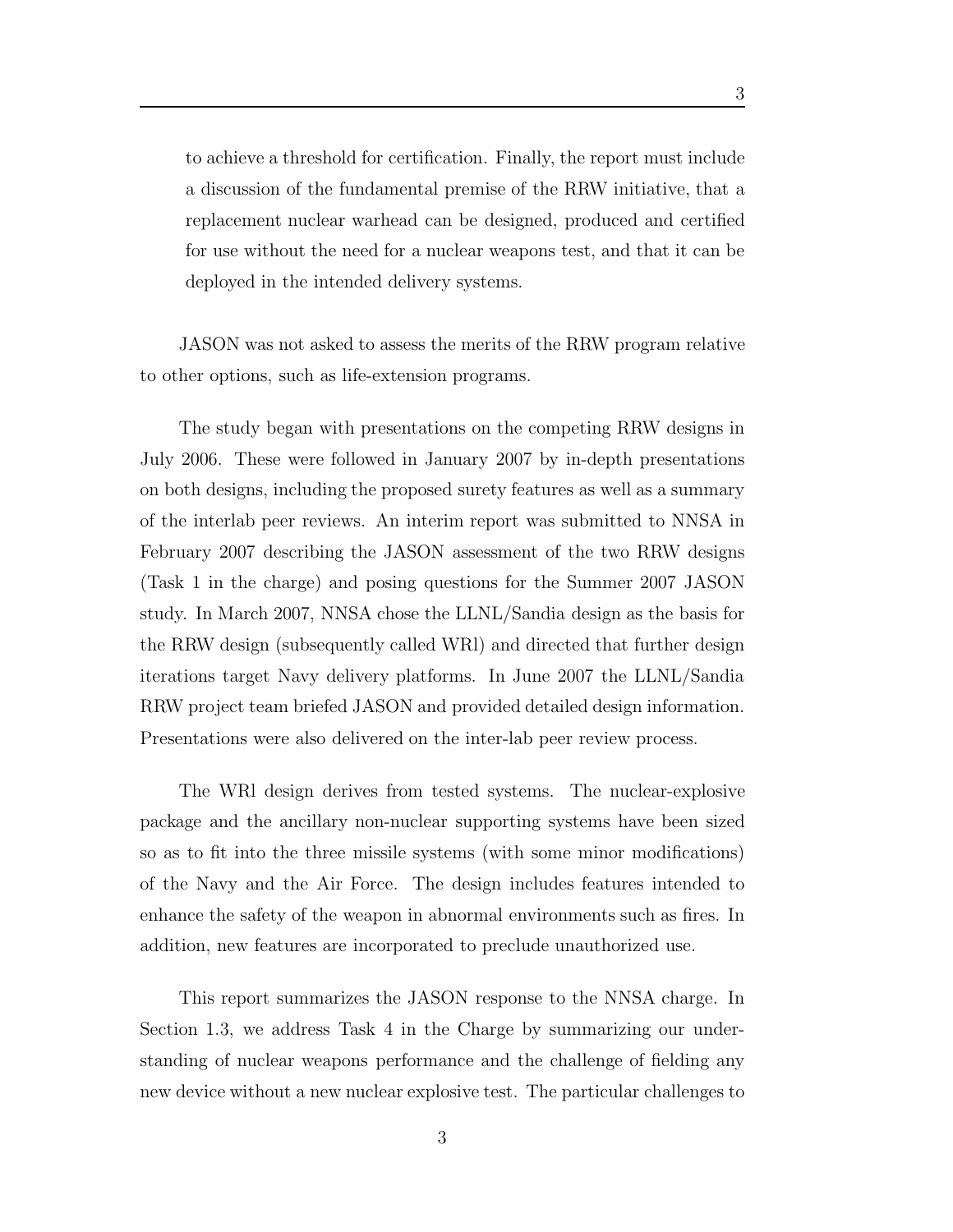to achieve a threshold for certification. Finally, the report must include a discussion of the fundamental premise of the RRW initiative, that a replacement nuclear warhead can be designed, produced and certified for use without the need for a nuclear weapons test, and that it can be deployed in the intended delivery systems.

JASON was not asked to assess the merits of the RRW program relative to other options, such as life-extension programs.

The study began with presentations on the competing RRW designs in July 2006. These were followed in January 2007 by in-depth presentations on both designs, including the proposed surety features as well as a summary of the interlab peer reviews. An interim report was submitted to NNSA in February 2007 describing the JASON assessment of the two RRW designs (Task 1 in the charge) and posing questions for the Summer 2007 JASON study. In March 2007, NNSA chose the LLNL/Sandia design as the basis for the RRW design (subsequently called WRl) and directed that further design iterations target Navy delivery platforms. In June 2007 the LLNL/Sandia RRW project team briefed JASON and provided detailed design information. Presentations were also delivered on the inter-lab peer review process.

The WRl design derives from tested systems. The nuclear-explosive package and the ancillary non-nuclear supporting systems have been sized so as to fit into the three missile systems (with some minor modifications) of the Navy and the Air Force. The design includes features intended to enhance the safety of the weapon in abnormal environments such as fires. In addition, new features are incorporated to preclude unauthorized use.

This report summarizes the JASON response to the NNSA charge. In Section 1.3, we address Task 4 in the Charge by summarizing our understanding of nuclear weapons performance and the challenge of fielding any new device without a new nuclear explosive test. The particular challenges to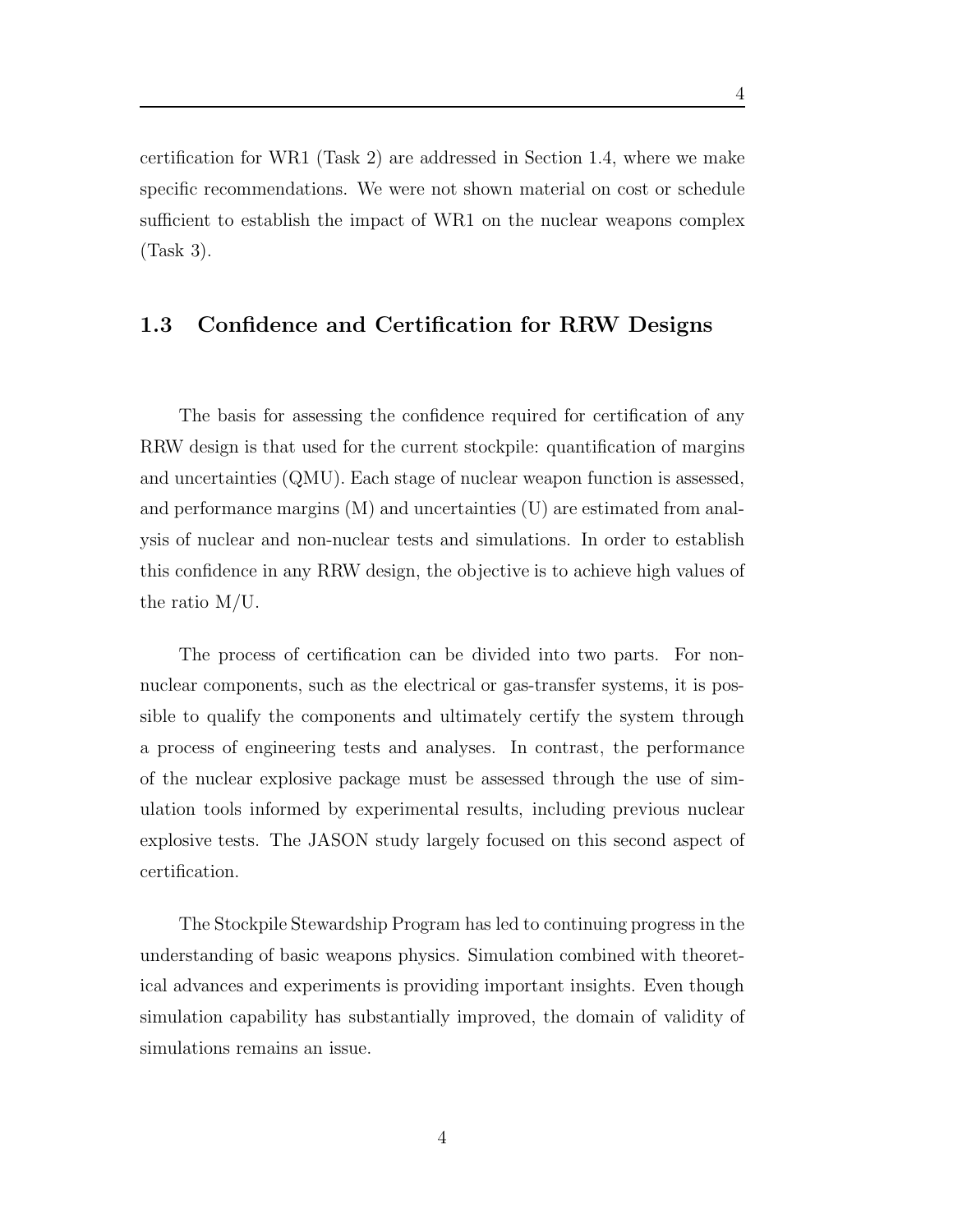certification for WR1 (Task 2) are addressed in Section 1.4, where we make specific recommendations. We were not shown material on cost or schedule sufficient to establish the impact of WR1 on the nuclear weapons complex (Task 3).

## 1.3 Confidence and Certification for RRW Designs

The basis for assessing the confidence required for certification of any RRW design is that used for the current stockpile: quantification of margins and uncertainties (QMU). Each stage of nuclear weapon function is assessed, and performance margins (M) and uncertainties (U) are estimated from analysis of nuclear and non-nuclear tests and simulations. In order to establish this confidence in any RRW design, the objective is to achieve high values of the ratio M/U.

The process of certification can be divided into two parts. For non-nuclear components, such as the electrical or gas-transfer systems, it is possible to qualify the components and ultimately certify the system through a process of engineering tests and analyses. In contrast, the performance of the nuclear explosive package must be assessed through the use of simulation tools informed by experimental results, including previous nuclear explosive tests. The JASON study largely focused on this second aspect of certification.

The Stockpile Stewardship Program has led to continuing progress in the understanding of basic weapons physics. Simulation combined with theoretical advances and experiments is providing important insights. Even though simulation capability has substantially improved, the domain of validity of simulations remains an issue.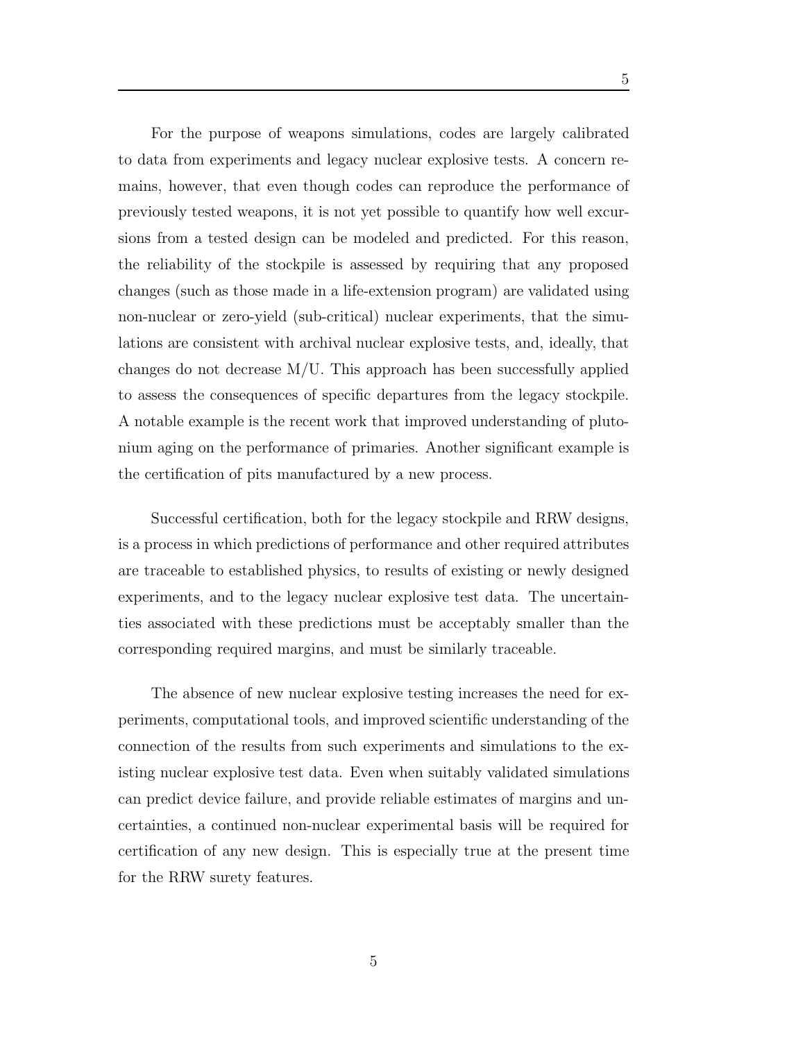For the purpose of weapons simulations, codes are largely calibrated to data from experiments and legacy nuclear explosive tests. A concern remains, however, that even though codes can reproduce the performance of previously tested weapons, it is not yet possible to quantify how well excursions from a tested design can be modeled and predicted. For this reason, the reliability of the stockpile is assessed by requiring that any proposed changes (such as those made in a life-extension program) are validated using non-nuclear or zero-yield (sub-critical) nuclear experiments, that the simulations are consistent with archival nuclear explosive tests, and, ideally, that changes do not decrease M/U. This approach has been successfully applied to assess the consequences of specific departures from the legacy stockpile. A notable example is the recent work that improved understanding of plutonium aging on the performance of primaries. Another significant example is the certification of pits manufactured by a new process.

Successful certification, both for the legacy stockpile and RRW designs, is a process in which predictions of performance and other required attributes are traceable to established physics, to results of existing or newly designed experiments, and to the legacy nuclear explosive test data. The uncertainties associated with these predictions must be acceptably smaller than the corresponding required margins, and must be similarly traceable.

The absence of new nuclear explosive testing increases the need for experiments, computational tools, and improved scientific understanding of the connection of the results from such experiments and simulations to the existing nuclear explosive test data. Even when suitably validated simulations can predict device failure, and provide reliable estimates of margins and uncertainties, a continued non-nuclear experimental basis will be required for certification of any new design. This is especially true at the present time for the RRW surety features.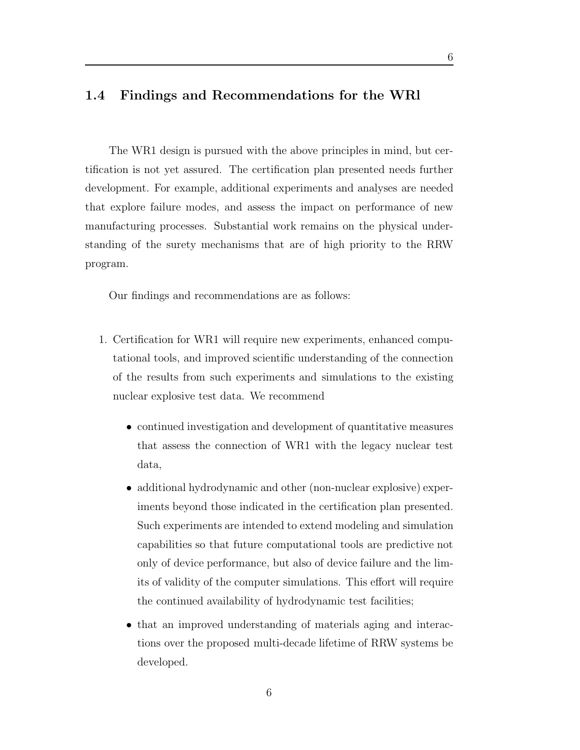## 1.4 Findings and Recommendations for the WRl

The WR1 design is pursued with the above principles in mind, but certification is not yet assured. The certification plan presented needs further development. For example, additional experiments and analyses are needed that explore failure modes, and assess the impact on performance of new manufacturing processes. Substantial work remains on the physical understanding of the surety mechanisms that are of high priority to the RRW program.

Our findings and recommendations are as follows:

1. Certification for WR1 will require new experiments, enhanced computational tools, and improved scientific understanding of the connection of the results from such experiments and simulations to the existing nuclear explosive test data. We recommend

    - continued investigation and development of quantitative measures that assess the connection of WR1 with the legacy nuclear test data,
    - additional hydrodynamic and other (non-nuclear explosive) experiments beyond those indicated in the certification plan presented. Such experiments are intended to extend modeling and simulation capabilities so that future computational tools are predictive not only of device performance, but also of device failure and the limits of validity of the computer simulations. This effort will require the continued availability of hydrodynamic test facilities;
    - that an improved understanding of materials aging and interactions over the proposed multi-decade lifetime of RRW systems be developed.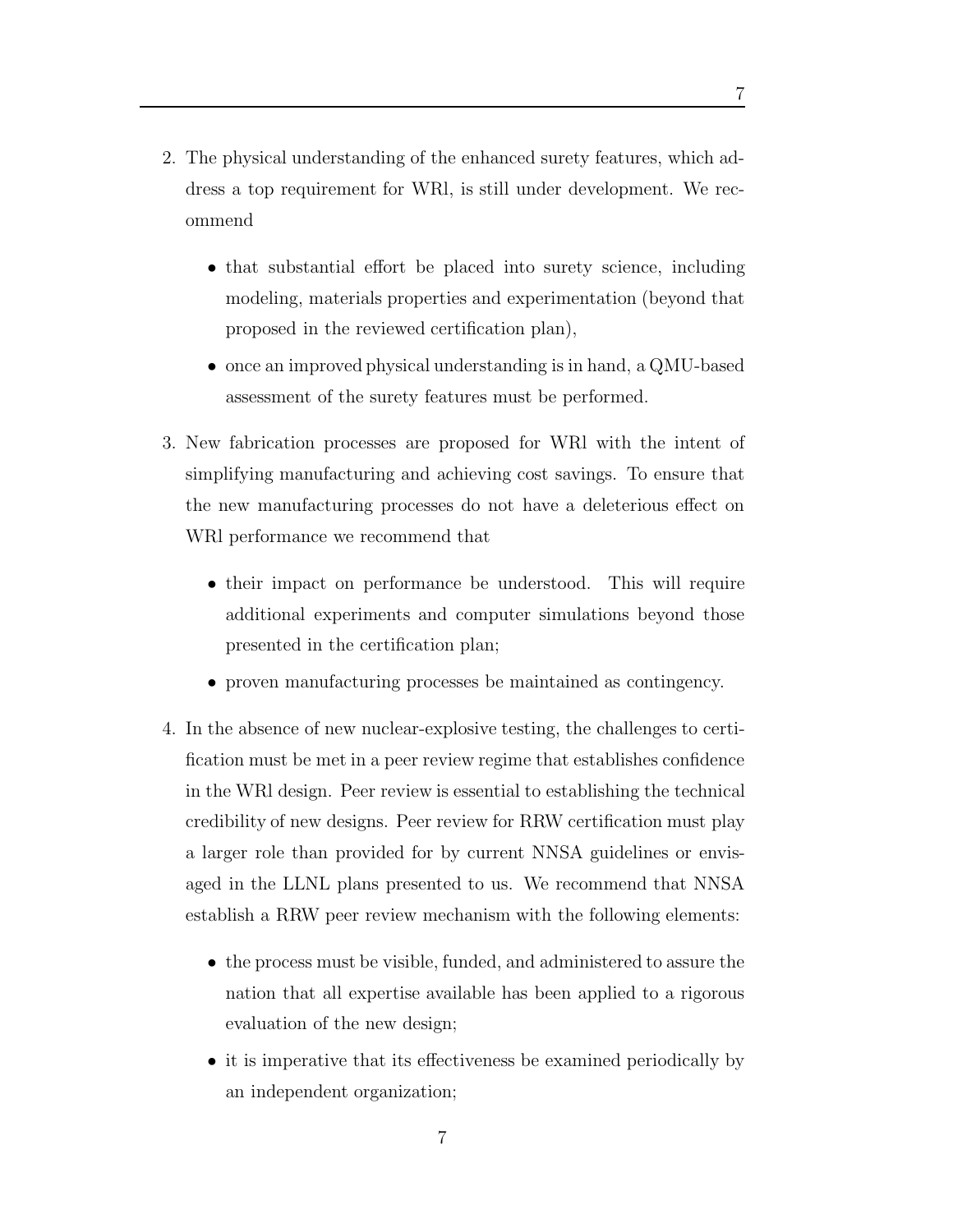2. The physical understanding of the enhanced surety features, which address a top requirement for WRl, is still under development. We recommend

   - that substantial effort be placed into surety science, including modeling, materials properties and experimentation (beyond that proposed in the reviewed certification plan),
   - once an improved physical understanding is in hand, a QMU-based assessment of the surety features must be performed.

3. New fabrication processes are proposed for WRl with the intent of simplifying manufacturing and achieving cost savings. To ensure that the new manufacturing processes do not have a deleterious effect on WRl performance we recommend that

   - their impact on performance be understood. This will require additional experiments and computer simulations beyond those presented in the certification plan;
   - proven manufacturing processes be maintained as contingency.

4. In the absence of new nuclear-explosive testing, the challenges to certification must be met in a peer review regime that establishes confidence in the WRl design. Peer review is essential to establishing the technical credibility of new designs. Peer review for RRW certification must play a larger role than provided for by current NNSA guidelines or envisaged in the LLNL plans presented to us. We recommend that NNSA establish a RRW peer review mechanism with the following elements:

   - the process must be visible, funded, and administered to assure the nation that all expertise available has been applied to a rigorous evaluation of the new design;
   - it is imperative that its effectiveness be examined periodically by an independent organization;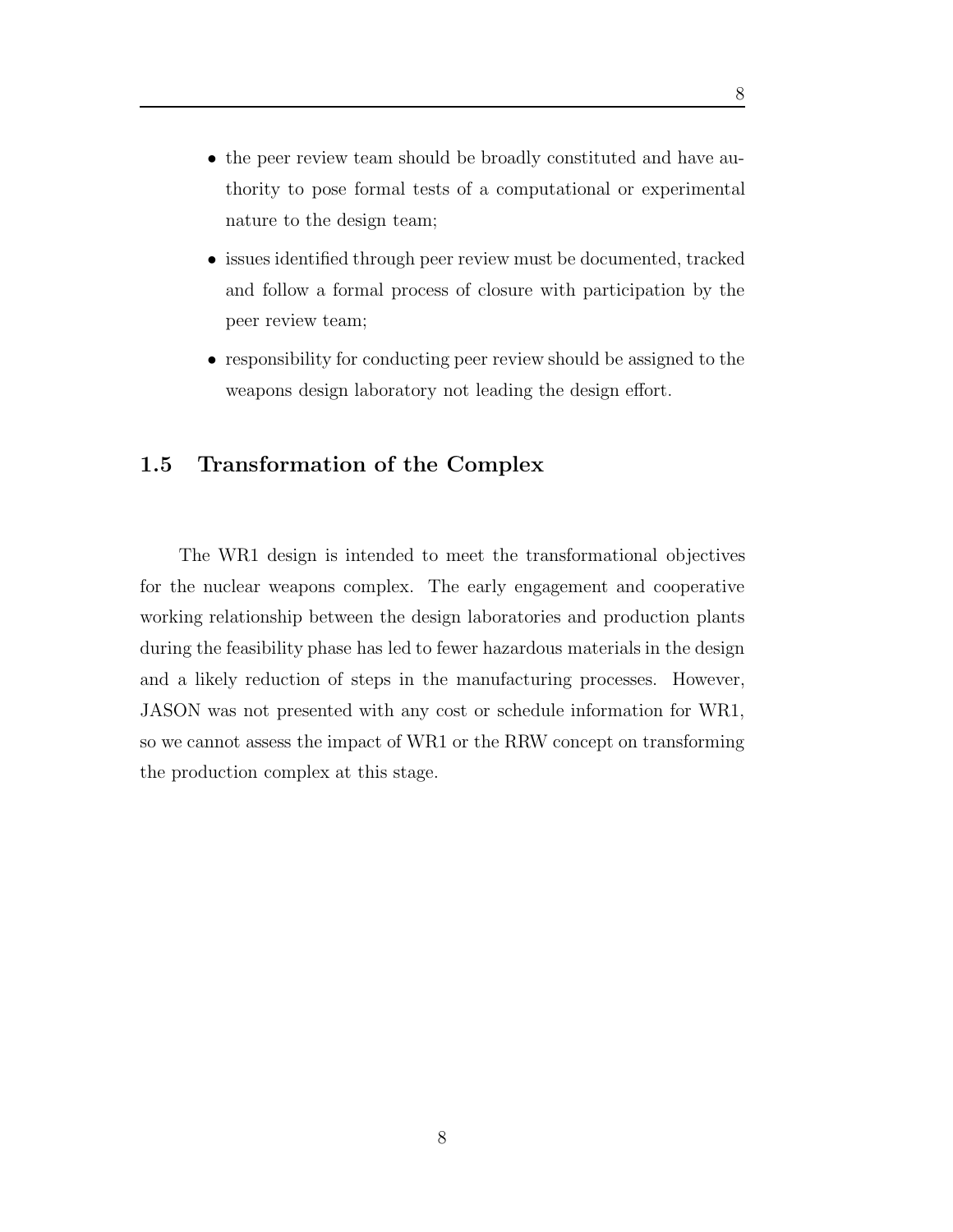- the peer review team should be broadly constituted and have authority to pose formal tests of a computational or experimental nature to the design team;
- issues identified through peer review must be documented, tracked and follow a formal process of closure with participation by the peer review team;
- responsibility for conducting peer review should be assigned to the weapons design laboratory not leading the design effort.

## 1.5 Transformation of the Complex

The WR1 design is intended to meet the transformational objectives for the nuclear weapons complex. The early engagement and cooperative working relationship between the design laboratories and production plants during the feasibility phase has led to fewer hazardous materials in the design and a likely reduction of steps in the manufacturing processes. However, JASON was not presented with any cost or schedule information for WR1, so we cannot assess the impact of WR1 or the RRW concept on transforming the production complex at this stage.